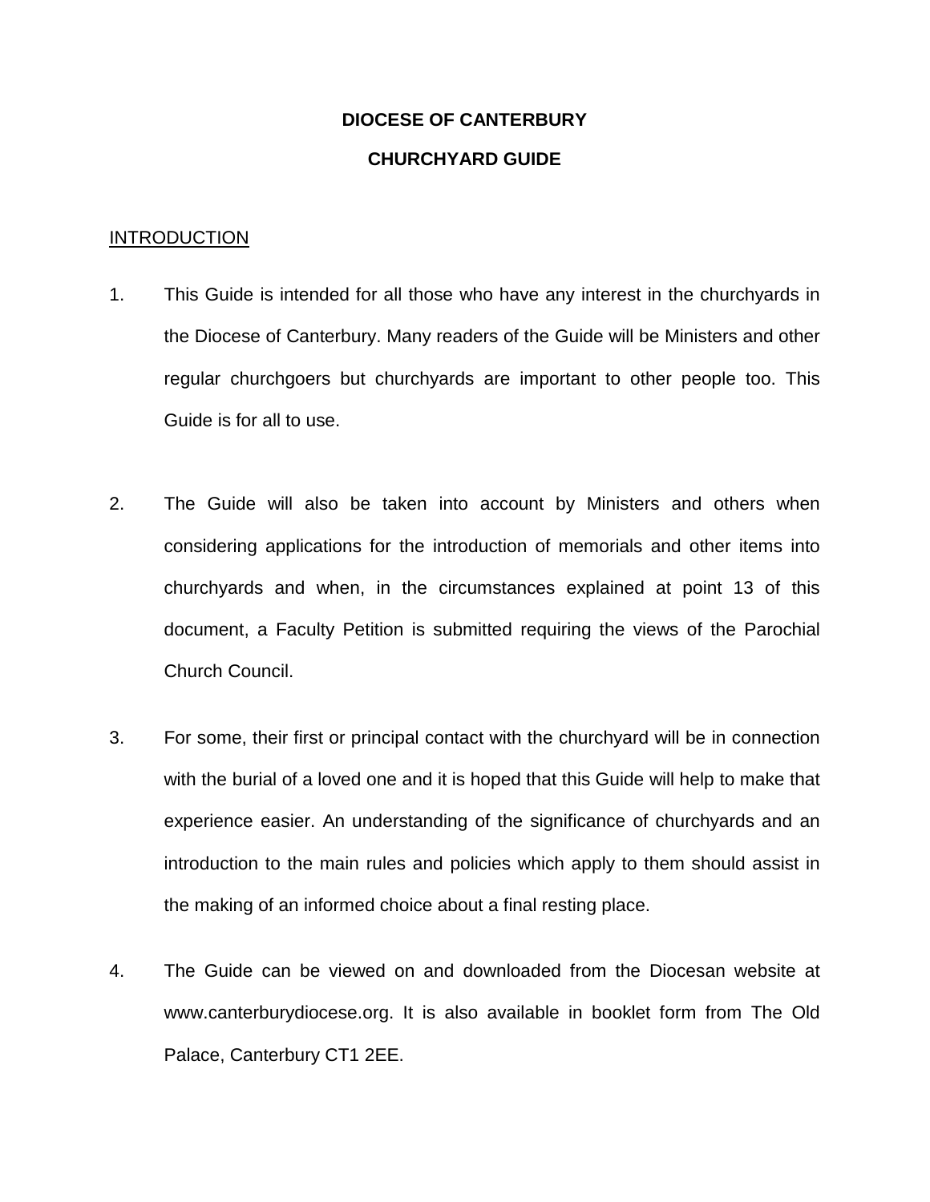# DIOCESE OF CANTERBURY

# CHURCHYARD GUIDE

## INTRODUCTION

1. This Guide is intended for all those who have any interest in the churchyards in the Diocese of Canterbury. Many readers of the Guide will be Ministers and other regular churchgoers but churchyards are important to other people too. This Guide is for all to use.

2. The Guide will also be taken into account by Ministers and others when considering applications for the introduction of memorials and other items into churchyards and when, in the circumstances explained at point 13 of this document, a Faculty Petition is submitted requiring the views of the Parochial Church Council.

3. For some, their first or principal contact with the churchyard will be in connection with the burial of a loved one and it is hoped that this Guide will help to make that experience easier. An understanding of the significance of churchyards and an introduction to the main rules and policies which apply to them should assist in the making of an informed choice about a final resting place.

4. The Guide can be viewed on and downloaded from the Diocesan website at www.canterburydiocese.org. It is also available in booklet form from The Old Palace, Canterbury CT1 2EE.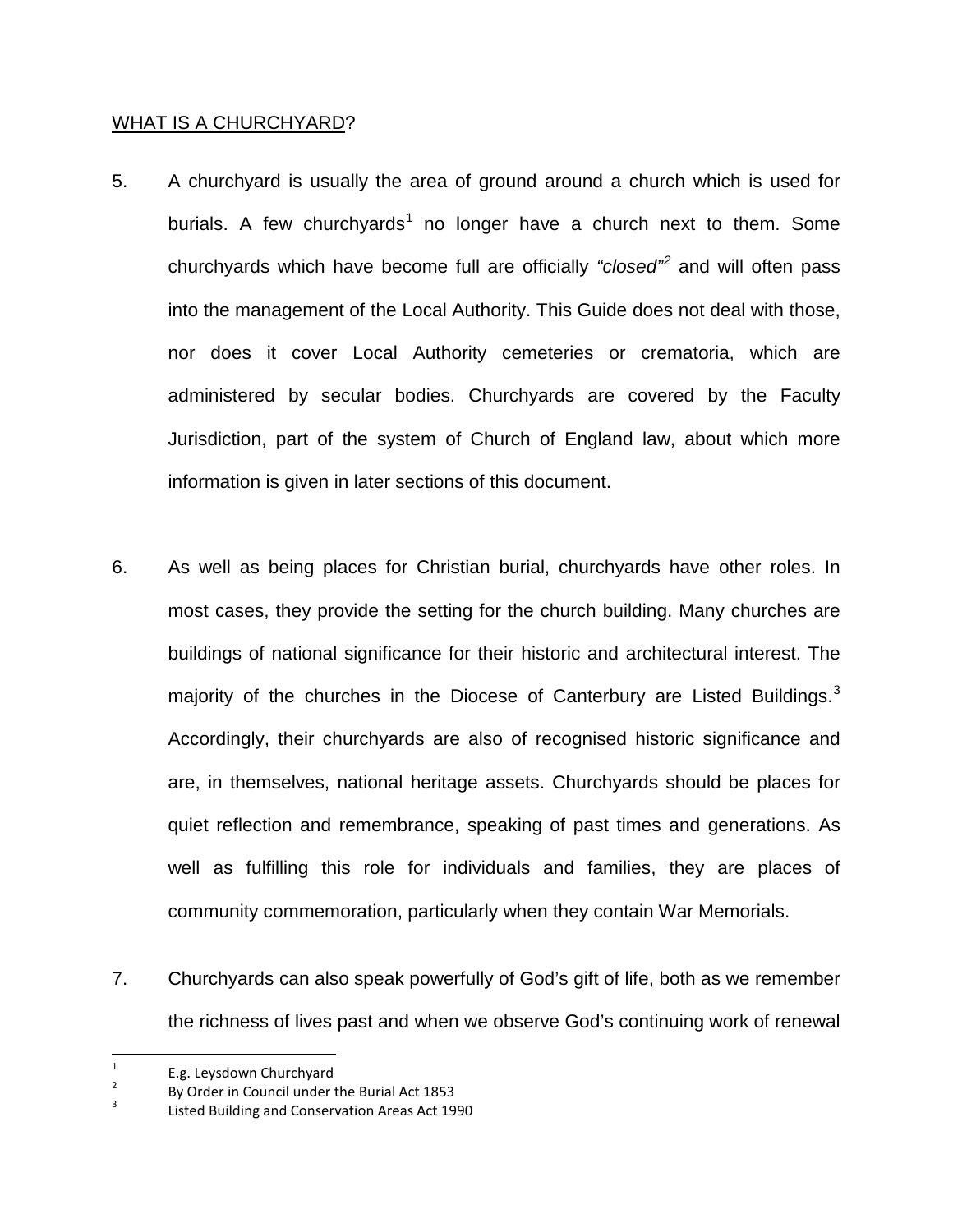## WHAT IS A CHURCHYARD?

5. A churchyard is usually the area of ground around a church which is used for burials. A few churchyards[1] no longer have a church next to them. Some churchyards which have become full are officially *"closed"*[2] and will often pass into the management of the Local Authority. This Guide does not deal with those, nor does it cover Local Authority cemeteries or crematoria, which are administered by secular bodies. Churchyards are covered by the Faculty Jurisdiction, part of the system of Church of England law, about which more information is given in later sections of this document.

6. As well as being places for Christian burial, churchyards have other roles. In most cases, they provide the setting for the church building. Many churches are buildings of national significance for their historic and architectural interest. The majority of the churches in the Diocese of Canterbury are Listed Buildings.[3] Accordingly, their churchyards are also of recognised historic significance and are, in themselves, national heritage assets. Churchyards should be places for quiet reflection and remembrance, speaking of past times and generations. As well as fulfilling this role for individuals and families, they are places of community commemoration, particularly when they contain War Memorials.

7. Churchyards can also speak powerfully of God's gift of life, both as we remember the richness of lives past and when we observe God's continuing work of renewal

---

[1] E.g. Leysdown Churchyard

[2] By Order in Council under the Burial Act 1853

[3] Listed Building and Conservation Areas Act 1990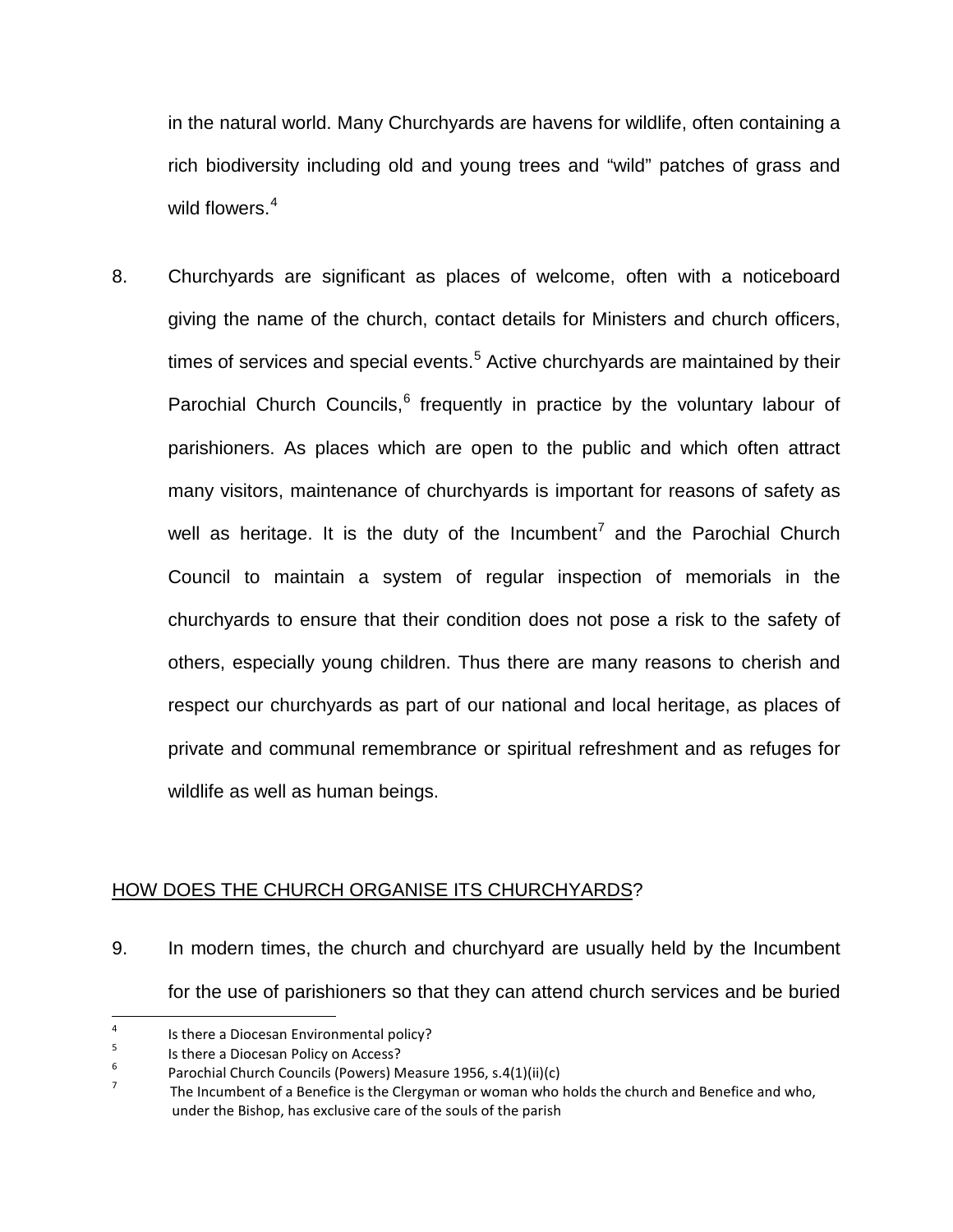in the natural world. Many Churchyards are havens for wildlife, often containing a rich biodiversity including old and young trees and "wild" patches of grass and wild flowers.[4]

8. Churchyards are significant as places of welcome, often with a noticeboard giving the name of the church, contact details for Ministers and church officers, times of services and special events.[5] Active churchyards are maintained by their Parochial Church Councils,[6] frequently in practice by the voluntary labour of parishioners. As places which are open to the public and which often attract many visitors, maintenance of churchyards is important for reasons of safety as well as heritage. It is the duty of the Incumbent[7] and the Parochial Church Council to maintain a system of regular inspection of memorials in the churchyards to ensure that their condition does not pose a risk to the safety of others, especially young children. Thus there are many reasons to cherish and respect our churchyards as part of our national and local heritage, as places of private and communal remembrance or spiritual refreshment and as refuges for wildlife as well as human beings.

## <u>HOW DOES THE CHURCH ORGANISE ITS CHURCHYARDS</u>?

9. In modern times, the church and churchyard are usually held by the Incumbent for the use of parishioners so that they can attend church services and be buried

---

[4] Is there a Diocesan Environmental policy?

[5] Is there a Diocesan Policy on Access?

[6] Parochial Church Councils (Powers) Measure 1956, s.4(1)(ii)(c)

[7] The Incumbent of a Benefice is the Clergyman or woman who holds the church and Benefice and who, under the Bishop, has exclusive care of the souls of the parish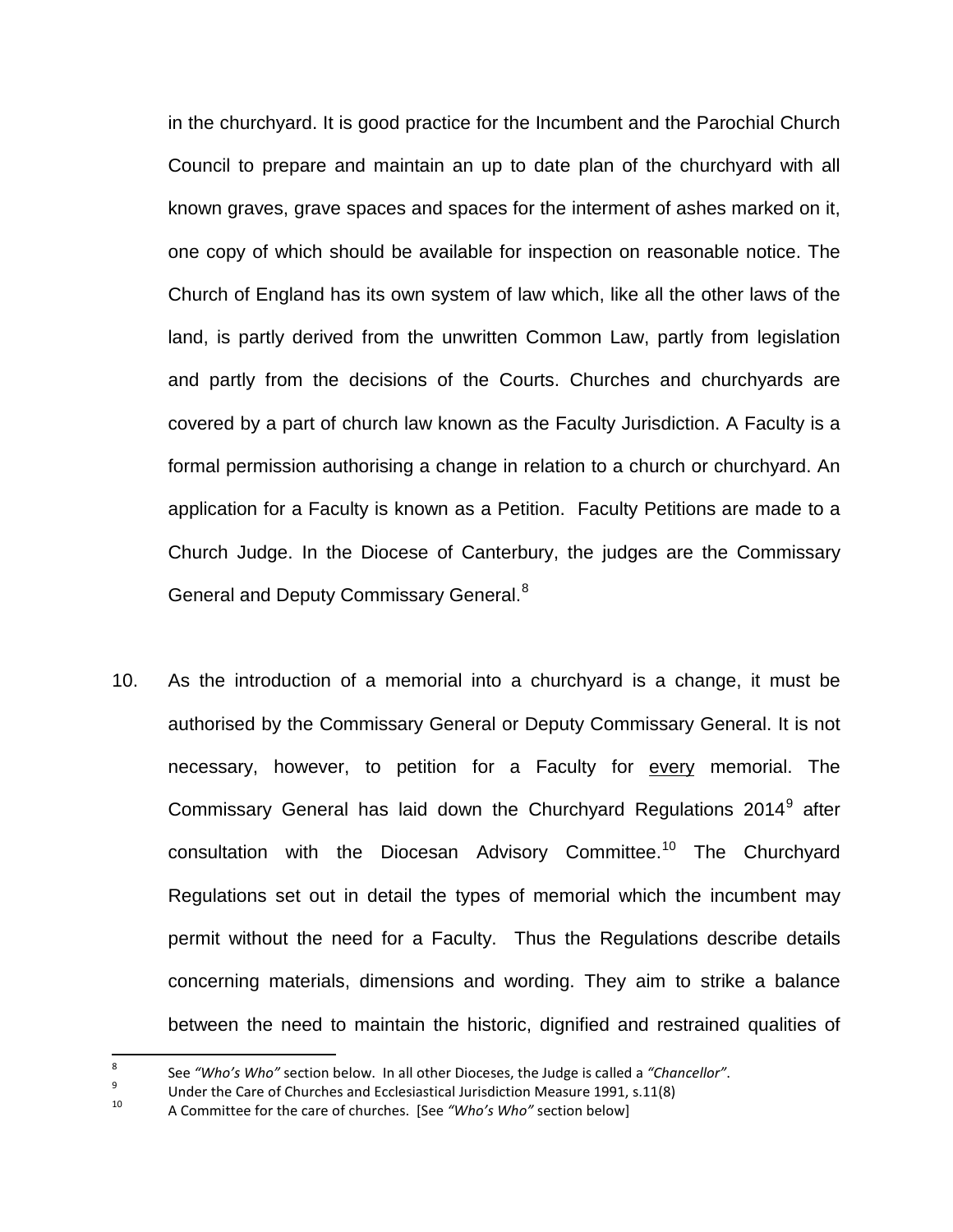in the churchyard. It is good practice for the Incumbent and the Parochial Church Council to prepare and maintain an up to date plan of the churchyard with all known graves, grave spaces and spaces for the interment of ashes marked on it, one copy of which should be available for inspection on reasonable notice. The Church of England has its own system of law which, like all the other laws of the land, is partly derived from the unwritten Common Law, partly from legislation and partly from the decisions of the Courts. Churches and churchyards are covered by a part of church law known as the Faculty Jurisdiction. A Faculty is a formal permission authorising a change in relation to a church or churchyard. An application for a Faculty is known as a Petition. Faculty Petitions are made to a Church Judge. In the Diocese of Canterbury, the judges are the Commissary General and Deputy Commissary General.[8]

10. As the introduction of a memorial into a churchyard is a change, it must be authorised by the Commissary General or Deputy Commissary General. It is not necessary, however, to petition for a Faculty for <u>every</u> memorial. The Commissary General has laid down the Churchyard Regulations 2014[9] after consultation with the Diocesan Advisory Committee.[10] The Churchyard Regulations set out in detail the types of memorial which the incumbent may permit without the need for a Faculty. Thus the Regulations describe details concerning materials, dimensions and wording. They aim to strike a balance between the need to maintain the historic, dignified and restrained qualities of

---

[8] See *"Who's Who"* section below. In all other Dioceses, the Judge is called a *"Chancellor"*.

[9] Under the Care of Churches and Ecclesiastical Jurisdiction Measure 1991, s.11(8)

[10] A Committee for the care of churches. [See *"Who's Who"* section below]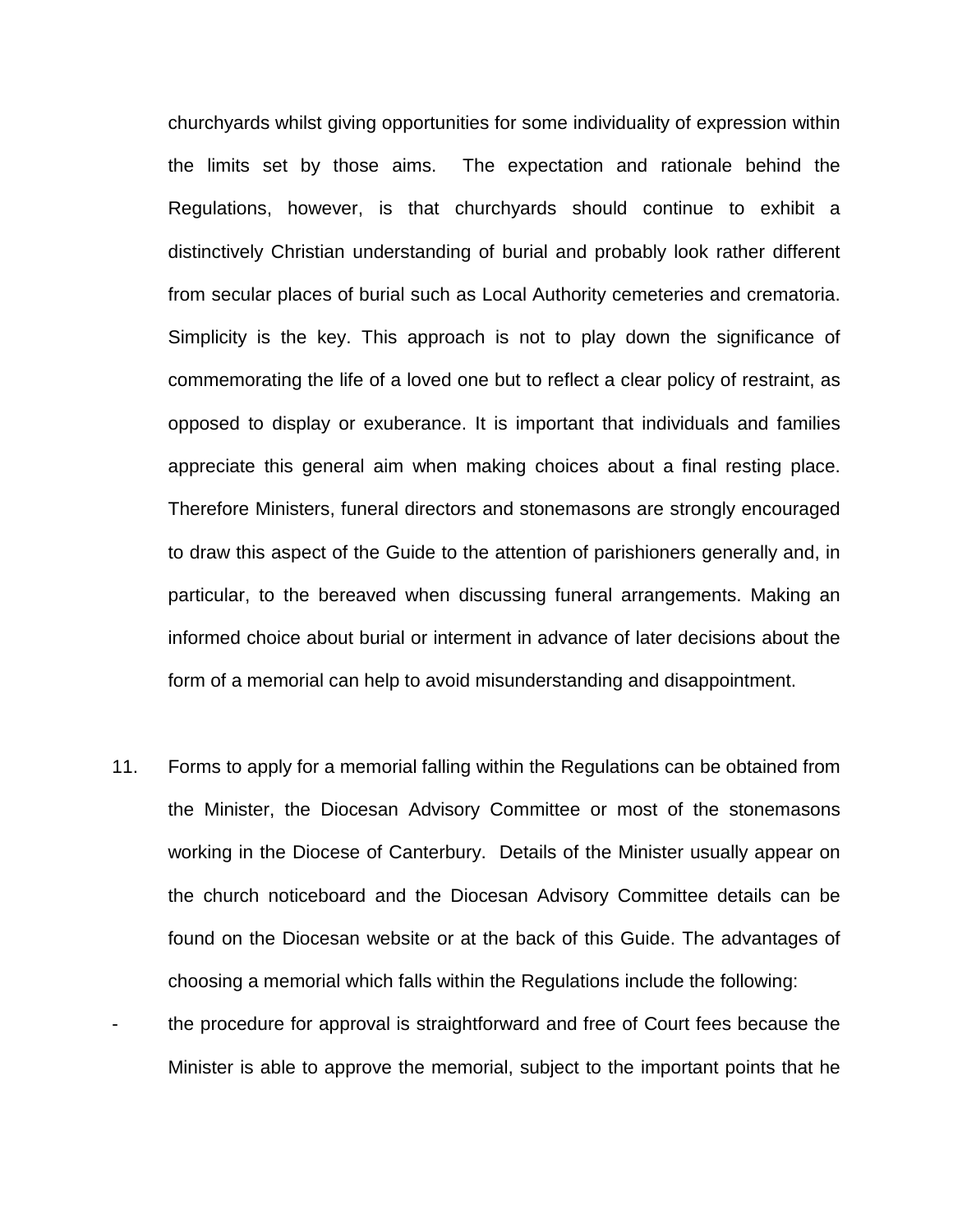churchyards whilst giving opportunities for some individuality of expression within the limits set by those aims. The expectation and rationale behind the Regulations, however, is that churchyards should continue to exhibit a distinctively Christian understanding of burial and probably look rather different from secular places of burial such as Local Authority cemeteries and crematoria. Simplicity is the key. This approach is not to play down the significance of commemorating the life of a loved one but to reflect a clear policy of restraint, as opposed to display or exuberance. It is important that individuals and families appreciate this general aim when making choices about a final resting place. Therefore Ministers, funeral directors and stonemasons are strongly encouraged to draw this aspect of the Guide to the attention of parishioners generally and, in particular, to the bereaved when discussing funeral arrangements. Making an informed choice about burial or interment in advance of later decisions about the form of a memorial can help to avoid misunderstanding and disappointment.

11. Forms to apply for a memorial falling within the Regulations can be obtained from the Minister, the Diocesan Advisory Committee or most of the stonemasons working in the Diocese of Canterbury. Details of the Minister usually appear on the church noticeboard and the Diocesan Advisory Committee details can be found on the Diocesan website or at the back of this Guide. The advantages of choosing a memorial which falls within the Regulations include the following:

- the procedure for approval is straightforward and free of Court fees because the Minister is able to approve the memorial, subject to the important points that he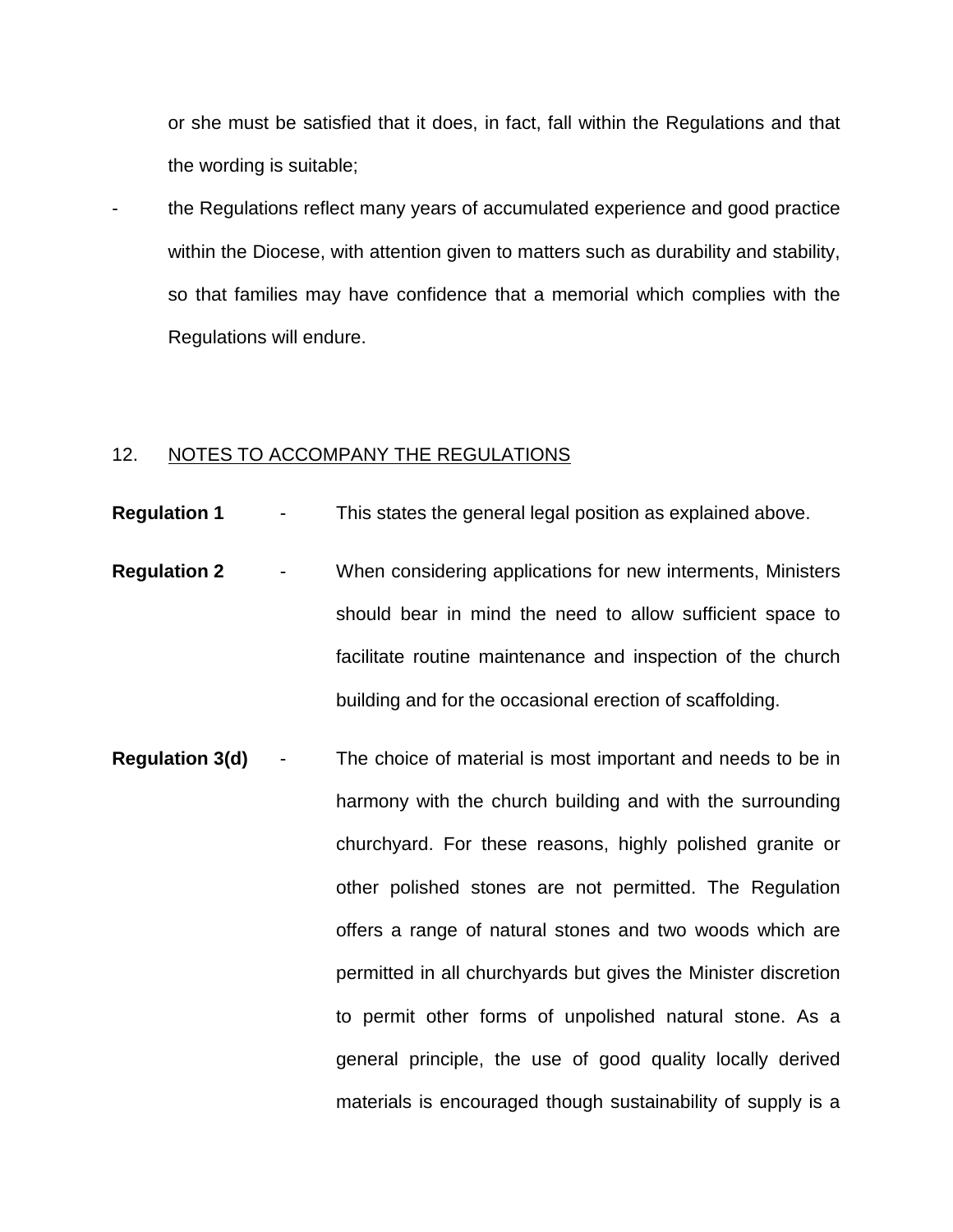or she must be satisfied that it does, in fact, fall within the Regulations and that the wording is suitable;

- the Regulations reflect many years of accumulated experience and good practice within the Diocese, with attention given to matters such as durability and stability, so that families may have confidence that a memorial which complies with the Regulations will endure.

## 12. NOTES TO ACCOMPANY THE REGULATIONS

**Regulation 1** - This states the general legal position as explained above.

**Regulation 2** - When considering applications for new interments, Ministers should bear in mind the need to allow sufficient space to facilitate routine maintenance and inspection of the church building and for the occasional erection of scaffolding.

**Regulation 3(d)** - The choice of material is most important and needs to be in harmony with the church building and with the surrounding churchyard. For these reasons, highly polished granite or other polished stones are not permitted. The Regulation offers a range of natural stones and two woods which are permitted in all churchyards but gives the Minister discretion to permit other forms of unpolished natural stone. As a general principle, the use of good quality locally derived materials is encouraged though sustainability of supply is a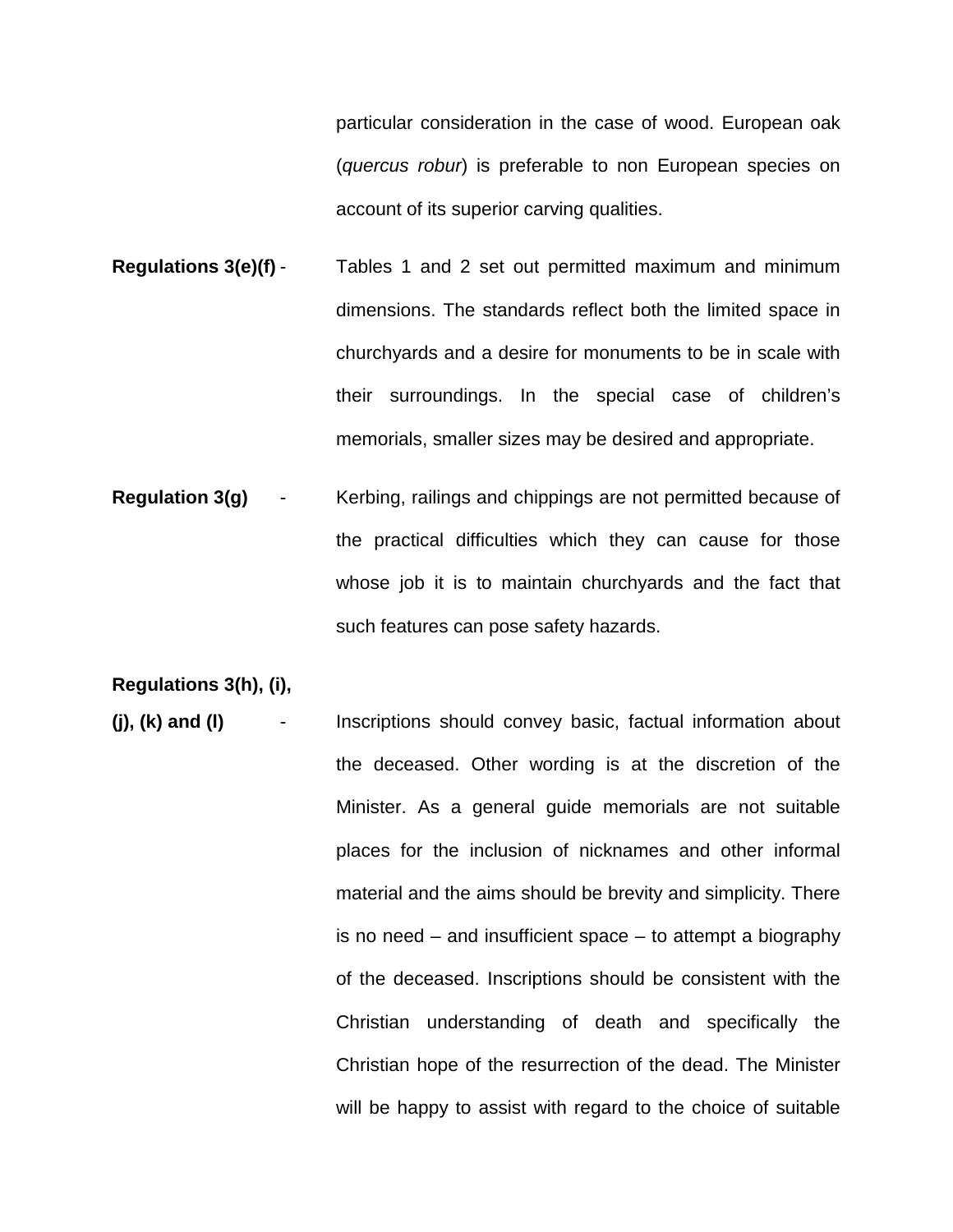particular consideration in the case of wood. European oak (*quercus robur*) is preferable to non European species on account of its superior carving qualities.

**Regulations 3(e)(f)** - Tables 1 and 2 set out permitted maximum and minimum dimensions. The standards reflect both the limited space in churchyards and a desire for monuments to be in scale with their surroundings. In the special case of children's memorials, smaller sizes may be desired and appropriate.

**Regulation 3(g)** - Kerbing, railings and chippings are not permitted because of the practical difficulties which they can cause for those whose job it is to maintain churchyards and the fact that such features can pose safety hazards.

**Regulations 3(h), (i), (j), (k) and (l)** - Inscriptions should convey basic, factual information about the deceased. Other wording is at the discretion of the Minister. As a general guide memorials are not suitable places for the inclusion of nicknames and other informal material and the aims should be brevity and simplicity. There is no need – and insufficient space – to attempt a biography of the deceased. Inscriptions should be consistent with the Christian understanding of death and specifically the Christian hope of the resurrection of the dead. The Minister will be happy to assist with regard to the choice of suitable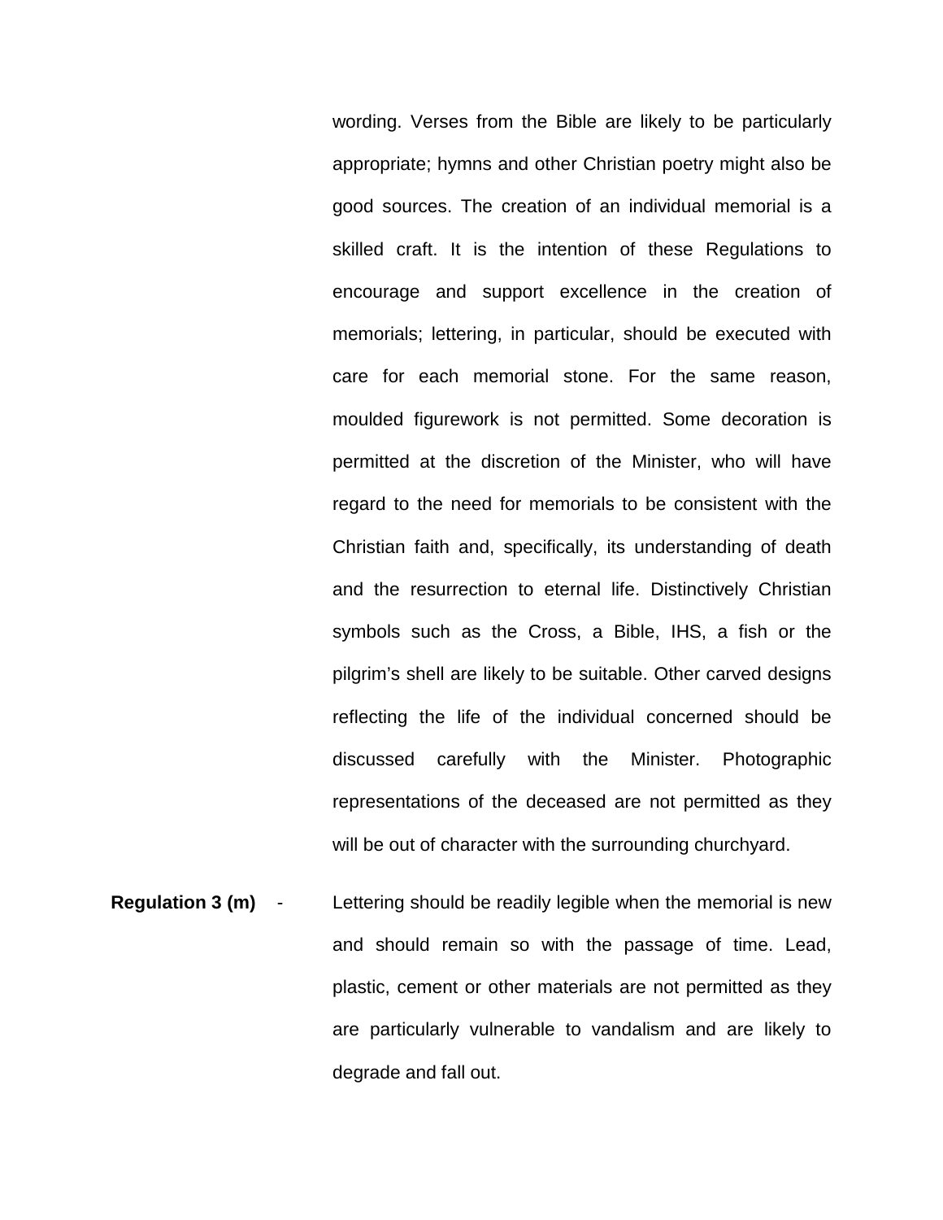wording. Verses from the Bible are likely to be particularly appropriate; hymns and other Christian poetry might also be good sources. The creation of an individual memorial is a skilled craft. It is the intention of these Regulations to encourage and support excellence in the creation of memorials; lettering, in particular, should be executed with care for each memorial stone. For the same reason, moulded figurework is not permitted. Some decoration is permitted at the discretion of the Minister, who will have regard to the need for memorials to be consistent with the Christian faith and, specifically, its understanding of death and the resurrection to eternal life. Distinctively Christian symbols such as the Cross, a Bible, IHS, a fish or the pilgrim's shell are likely to be suitable. Other carved designs reflecting the life of the individual concerned should be discussed carefully with the Minister. Photographic representations of the deceased are not permitted as they will be out of character with the surrounding churchyard.

**Regulation 3 (m)** - Lettering should be readily legible when the memorial is new and should remain so with the passage of time. Lead, plastic, cement or other materials are not permitted as they are particularly vulnerable to vandalism and are likely to degrade and fall out.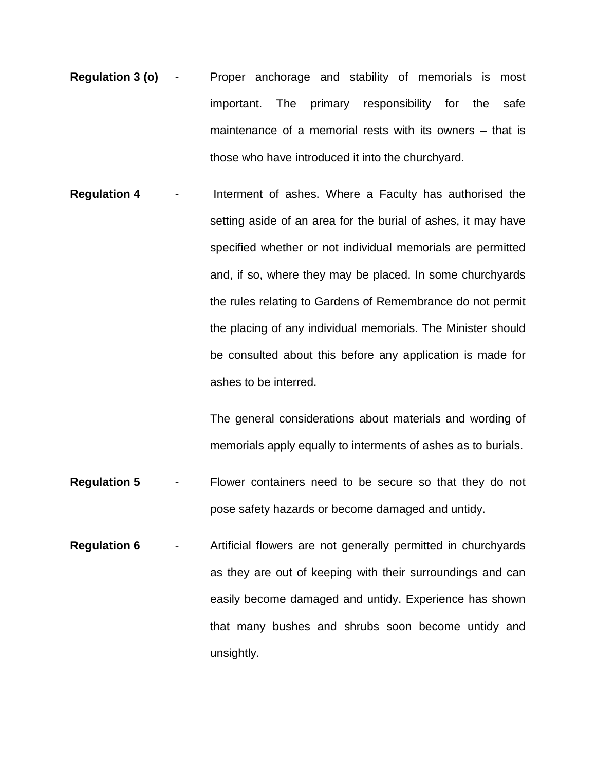**Regulation 3 (o)** - Proper anchorage and stability of memorials is most important. The primary responsibility for the safe maintenance of a memorial rests with its owners – that is those who have introduced it into the churchyard.

**Regulation 4** - Interment of ashes. Where a Faculty has authorised the setting aside of an area for the burial of ashes, it may have specified whether or not individual memorials are permitted and, if so, where they may be placed. In some churchyards the rules relating to Gardens of Remembrance do not permit the placing of any individual memorials. The Minister should be consulted about this before any application is made for ashes to be interred.

The general considerations about materials and wording of memorials apply equally to interments of ashes as to burials.

**Regulation 5** - Flower containers need to be secure so that they do not pose safety hazards or become damaged and untidy.

**Regulation 6** - Artificial flowers are not generally permitted in churchyards as they are out of keeping with their surroundings and can easily become damaged and untidy. Experience has shown that many bushes and shrubs soon become untidy and unsightly.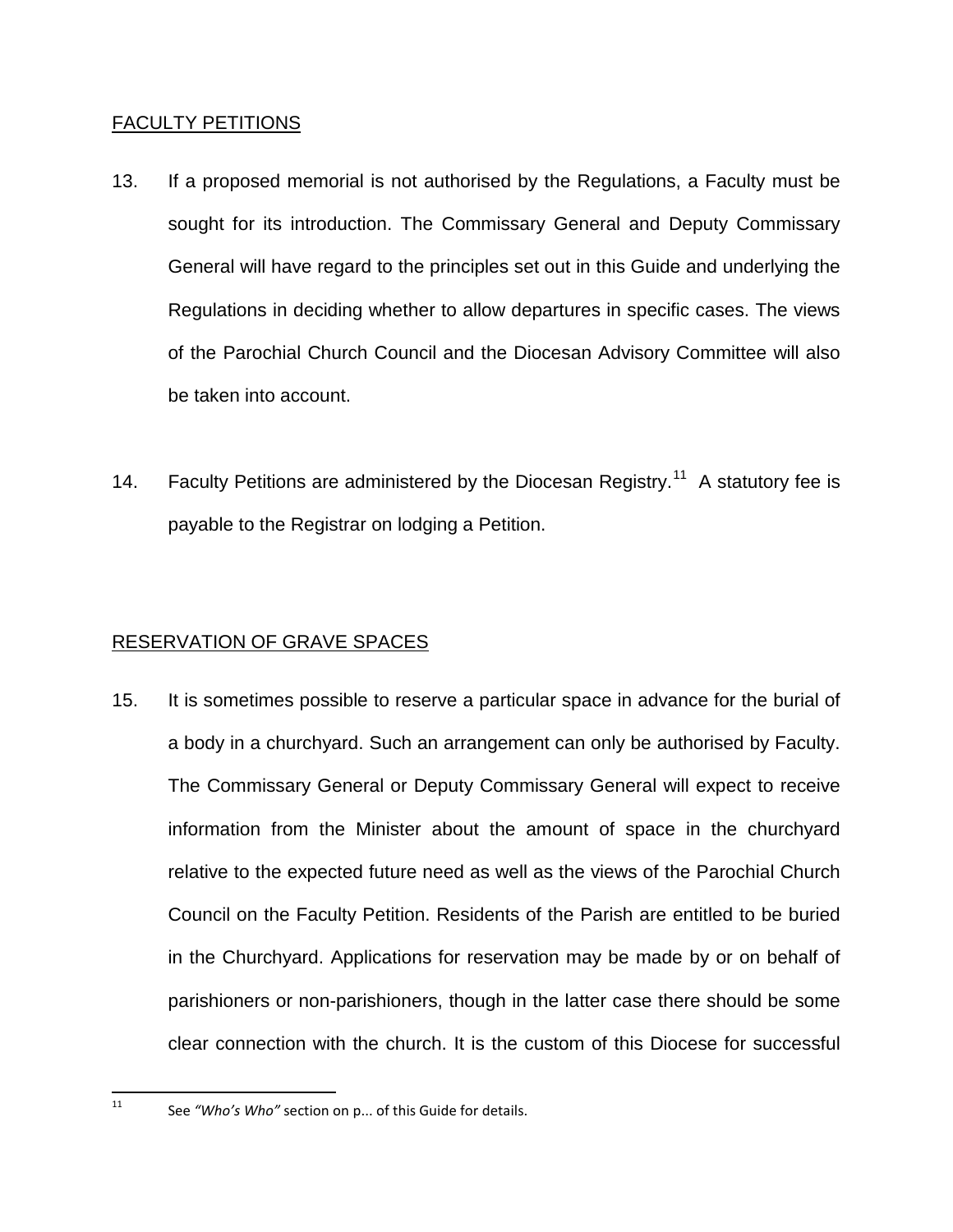## FACULTY PETITIONS

13. If a proposed memorial is not authorised by the Regulations, a Faculty must be sought for its introduction. The Commissary General and Deputy Commissary General will have regard to the principles set out in this Guide and underlying the Regulations in deciding whether to allow departures in specific cases. The views of the Parochial Church Council and the Diocesan Advisory Committee will also be taken into account.

14. Faculty Petitions are administered by the Diocesan Registry.[11] A statutory fee is payable to the Registrar on lodging a Petition.

## RESERVATION OF GRAVE SPACES

15. It is sometimes possible to reserve a particular space in advance for the burial of a body in a churchyard. Such an arrangement can only be authorised by Faculty. The Commissary General or Deputy Commissary General will expect to receive information from the Minister about the amount of space in the churchyard relative to the expected future need as well as the views of the Parochial Church Council on the Faculty Petition. Residents of the Parish are entitled to be buried in the Churchyard. Applications for reservation may be made by or on behalf of parishioners or non-parishioners, though in the latter case there should be some clear connection with the church. It is the custom of this Diocese for successful

---

[11] See *"Who's Who"* section on p... of this Guide for details.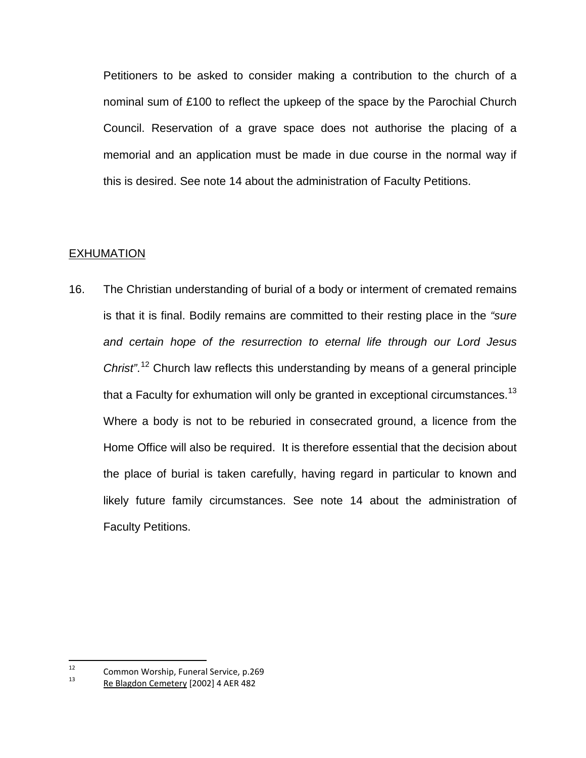Petitioners to be asked to consider making a contribution to the church of a nominal sum of £100 to reflect the upkeep of the space by the Parochial Church Council. Reservation of a grave space does not authorise the placing of a memorial and an application must be made in due course in the normal way if this is desired. See note 14 about the administration of Faculty Petitions.

## EXHUMATION

16. The Christian understanding of burial of a body or interment of cremated remains is that it is final. Bodily remains are committed to their resting place in the *"sure and certain hope of the resurrection to eternal life through our Lord Jesus Christ"*.[12] Church law reflects this understanding by means of a general principle that a Faculty for exhumation will only be granted in exceptional circumstances.[13] Where a body is not to be reburied in consecrated ground, a licence from the Home Office will also be required. It is therefore essential that the decision about the place of burial is taken carefully, having regard in particular to known and likely future family circumstances. See note 14 about the administration of Faculty Petitions.

---

[12] Common Worship, Funeral Service, p.269

[13] Re Blagdon Cemetery [2002] 4 AER 482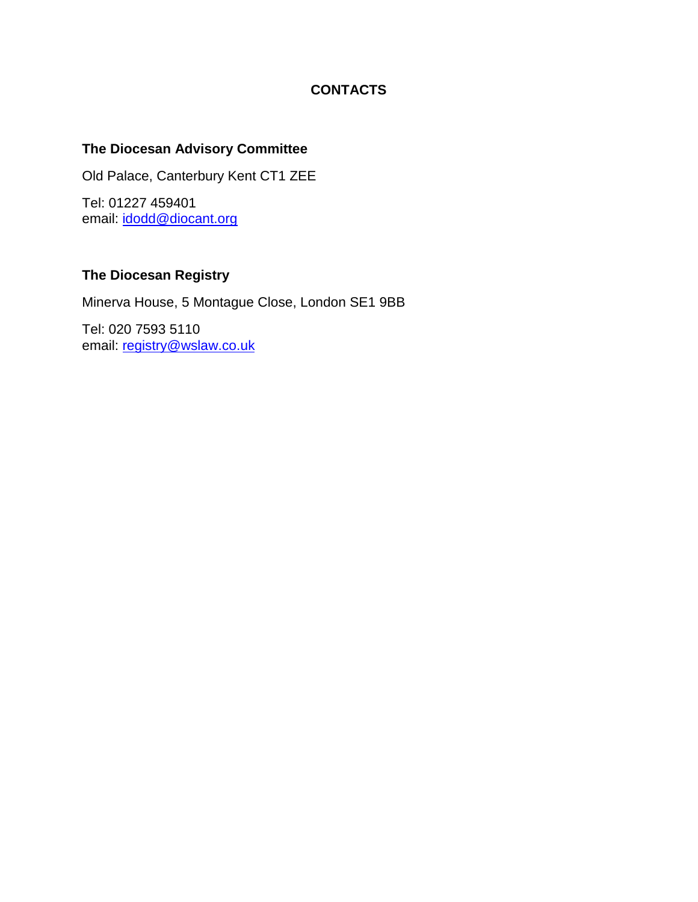## CONTACTS

### The Diocesan Advisory Committee

Old Palace, Canterbury Kent CT1 ZEE

Tel: 01227 459401
email: idodd@diocant.org

### The Diocesan Registry

Minerva House, 5 Montague Close, London SE1 9BB

Tel: 020 7593 5110
email: registry@wslaw.co.uk